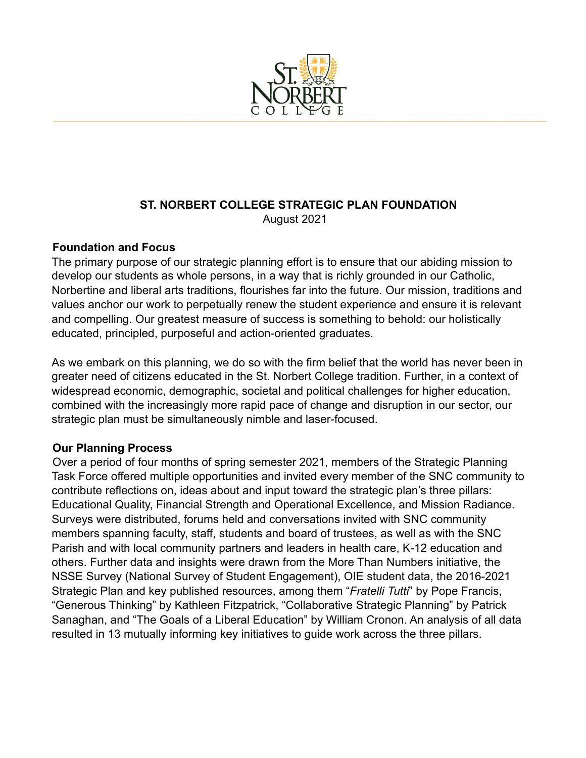# ST. NORBERT COLLEGE STRATEGIC PLAN FOUNDATION

August 2021

## Foundation and Focus

The primary purpose of our strategic planning effort is to ensure that our abiding mission to develop our students as whole persons, in a way that is richly grounded in our Catholic, Norbertine and liberal arts traditions, flourishes far into the future. Our mission, traditions and values anchor our work to perpetually renew the student experience and ensure it is relevant and compelling. Our greatest measure of success is something to behold: our holistically educated, principled, purposeful and action-oriented graduates.

As we embark on this planning, we do so with the firm belief that the world has never been in greater need of citizens educated in the St. Norbert College tradition. Further, in a context of widespread economic, demographic, societal and political challenges for higher education, combined with the increasingly more rapid pace of change and disruption in our sector, our strategic plan must be simultaneously nimble and laser-focused.

## Our Planning Process

Over a period of four months of spring semester 2021, members of the Strategic Planning Task Force offered multiple opportunities and invited every member of the SNC community to contribute reflections on, ideas about and input toward the strategic plan's three pillars: Educational Quality, Financial Strength and Operational Excellence, and Mission Radiance. Surveys were distributed, forums held and conversations invited with SNC community members spanning faculty, staff, students and board of trustees, as well as with the SNC Parish and with local community partners and leaders in health care, K-12 education and others. Further data and insights were drawn from the More Than Numbers initiative, the NSSE Survey (National Survey of Student Engagement), OIE student data, the 2016-2021 Strategic Plan and key published resources, among them "*Fratelli Tutti*" by Pope Francis, "Generous Thinking" by Kathleen Fitzpatrick, "Collaborative Strategic Planning" by Patrick Sanaghan, and "The Goals of a Liberal Education" by William Cronon. An analysis of all data resulted in 13 mutually informing key initiatives to guide work across the three pillars.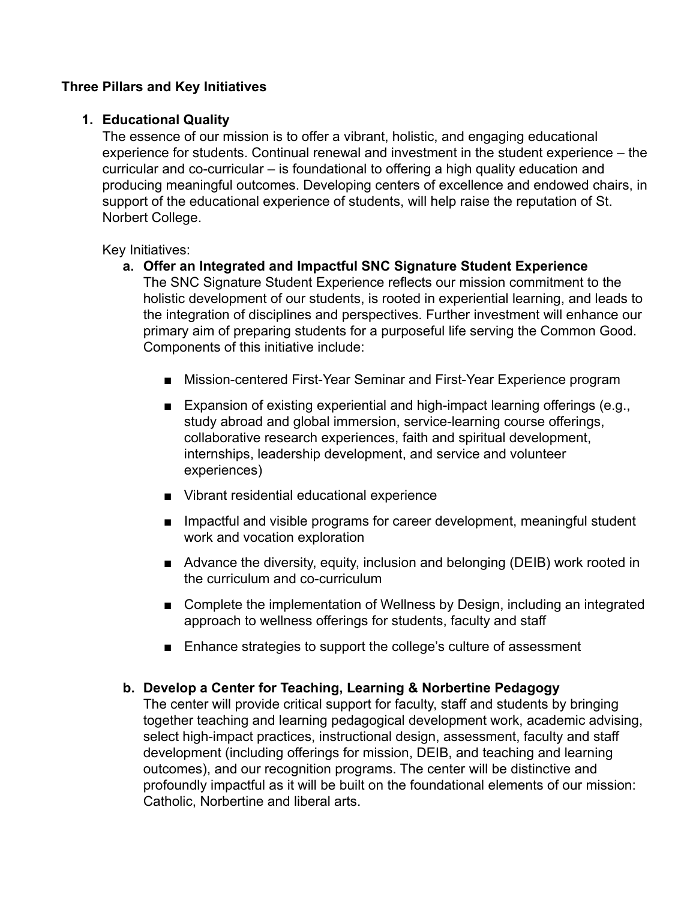**Three Pillars and Key Initiatives**

1. **Educational Quality**

   The essence of our mission is to offer a vibrant, holistic, and engaging educational experience for students. Continual renewal and investment in the student experience – the curricular and co-curricular – is foundational to offering a high quality education and producing meaningful outcomes. Developing centers of excellence and endowed chairs, in support of the educational experience of students, will help raise the reputation of St. Norbert College.

   Key Initiatives:

   a. **Offer an Integrated and Impactful SNC Signature Student Experience**

      The SNC Signature Student Experience reflects our mission commitment to the holistic development of our students, is rooted in experiential learning, and leads to the integration of disciplines and perspectives. Further investment will enhance our primary aim of preparing students for a purposeful life serving the Common Good. Components of this initiative include:

      - Mission-centered First-Year Seminar and First-Year Experience program
      - Expansion of existing experiential and high-impact learning offerings (e.g., study abroad and global immersion, service-learning course offerings, collaborative research experiences, faith and spiritual development, internships, leadership development, and service and volunteer experiences)
      - Vibrant residential educational experience
      - Impactful and visible programs for career development, meaningful student work and vocation exploration
      - Advance the diversity, equity, inclusion and belonging (DEIB) work rooted in the curriculum and co-curriculum
      - Complete the implementation of Wellness by Design, including an integrated approach to wellness offerings for students, faculty and staff
      - Enhance strategies to support the college's culture of assessment

   b. **Develop a Center for Teaching, Learning & Norbertine Pedagogy**

      The center will provide critical support for faculty, staff and students by bringing together teaching and learning pedagogical development work, academic advising, select high-impact practices, instructional design, assessment, faculty and staff development (including offerings for mission, DEIB, and teaching and learning outcomes), and our recognition programs. The center will be distinctive and profoundly impactful as it will be built on the foundational elements of our mission: Catholic, Norbertine and liberal arts.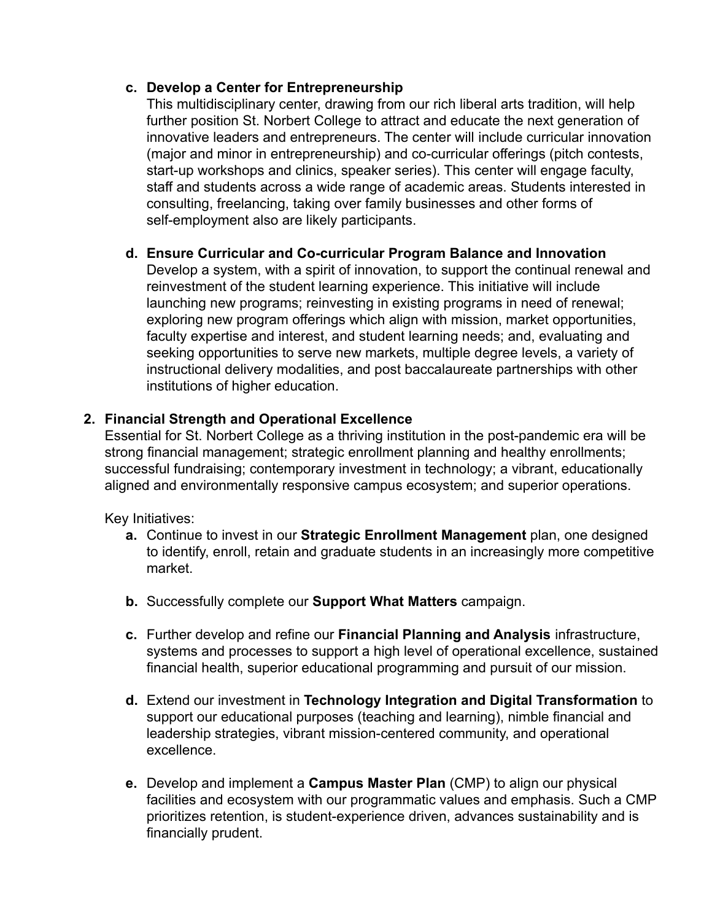c. **Develop a Center for Entrepreneurship**
   This multidisciplinary center, drawing from our rich liberal arts tradition, will help further position St. Norbert College to attract and educate the next generation of innovative leaders and entrepreneurs. The center will include curricular innovation (major and minor in entrepreneurship) and co-curricular offerings (pitch contests, start-up workshops and clinics, speaker series). This center will engage faculty, staff and students across a wide range of academic areas. Students interested in consulting, freelancing, taking over family businesses and other forms of self-employment also are likely participants.

d. **Ensure Curricular and Co-curricular Program Balance and Innovation**
   Develop a system, with a spirit of innovation, to support the continual renewal and reinvestment of the student learning experience. This initiative will include launching new programs; reinvesting in existing programs in need of renewal; exploring new program offerings which align with mission, market opportunities, faculty expertise and interest, and student learning needs; and, evaluating and seeking opportunities to serve new markets, multiple degree levels, a variety of instructional delivery modalities, and post baccalaureate partnerships with other institutions of higher education.

2. **Financial Strength and Operational Excellence**
   Essential for St. Norbert College as a thriving institution in the post-pandemic era will be strong financial management; strategic enrollment planning and healthy enrollments; successful fundraising; contemporary investment in technology; a vibrant, educationally aligned and environmentally responsive campus ecosystem; and superior operations.

   Key Initiatives:

   a. Continue to invest in our **Strategic Enrollment Management** plan, one designed to identify, enroll, retain and graduate students in an increasingly more competitive market.

   b. Successfully complete our **Support What Matters** campaign.

   c. Further develop and refine our **Financial Planning and Analysis** infrastructure, systems and processes to support a high level of operational excellence, sustained financial health, superior educational programming and pursuit of our mission.

   d. Extend our investment in **Technology Integration and Digital Transformation** to support our educational purposes (teaching and learning), nimble financial and leadership strategies, vibrant mission-centered community, and operational excellence.

   e. Develop and implement a **Campus Master Plan** (CMP) to align our physical facilities and ecosystem with our programmatic values and emphasis. Such a CMP prioritizes retention, is student-experience driven, advances sustainability and is financially prudent.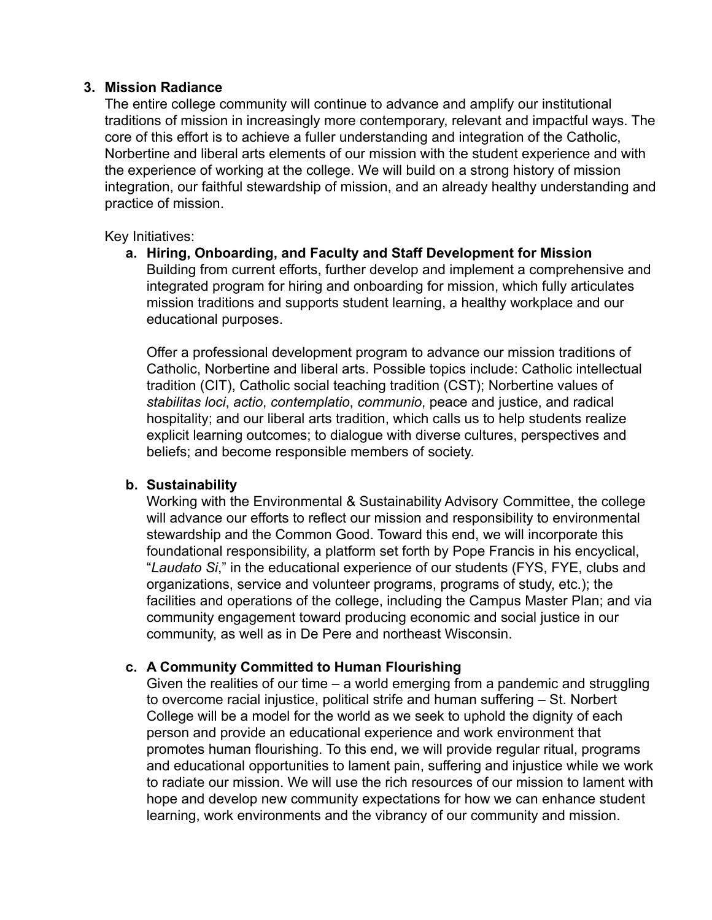### 3. Mission Radiance

The entire college community will continue to advance and amplify our institutional traditions of mission in increasingly more contemporary, relevant and impactful ways. The core of this effort is to achieve a fuller understanding and integration of the Catholic, Norbertine and liberal arts elements of our mission with the student experience and with the experience of working at the college. We will build on a strong history of mission integration, our faithful stewardship of mission, and an already healthy understanding and practice of mission.

Key Initiatives:

**a. Hiring, Onboarding, and Faculty and Staff Development for Mission**

Building from current efforts, further develop and implement a comprehensive and integrated program for hiring and onboarding for mission, which fully articulates mission traditions and supports student learning, a healthy workplace and our educational purposes.

Offer a professional development program to advance our mission traditions of Catholic, Norbertine and liberal arts. Possible topics include: Catholic intellectual tradition (CIT), Catholic social teaching tradition (CST); Norbertine values of *stabilitas loci*, *actio*, *contemplatio*, *communio*, peace and justice, and radical hospitality; and our liberal arts tradition, which calls us to help students realize explicit learning outcomes; to dialogue with diverse cultures, perspectives and beliefs; and become responsible members of society.

**b. Sustainability**

Working with the Environmental & Sustainability Advisory Committee, the college will advance our efforts to reflect our mission and responsibility to environmental stewardship and the Common Good. Toward this end, we will incorporate this foundational responsibility, a platform set forth by Pope Francis in his encyclical, "*Laudato Si*," in the educational experience of our students (FYS, FYE, clubs and organizations, service and volunteer programs, programs of study, etc.); the facilities and operations of the college, including the Campus Master Plan; and via community engagement toward producing economic and social justice in our community, as well as in De Pere and northeast Wisconsin.

**c. A Community Committed to Human Flourishing**

Given the realities of our time – a world emerging from a pandemic and struggling to overcome racial injustice, political strife and human suffering – St. Norbert College will be a model for the world as we seek to uphold the dignity of each person and provide an educational experience and work environment that promotes human flourishing. To this end, we will provide regular ritual, programs and educational opportunities to lament pain, suffering and injustice while we work to radiate our mission. We will use the rich resources of our mission to lament with hope and develop new community expectations for how we can enhance student learning, work environments and the vibrancy of our community and mission.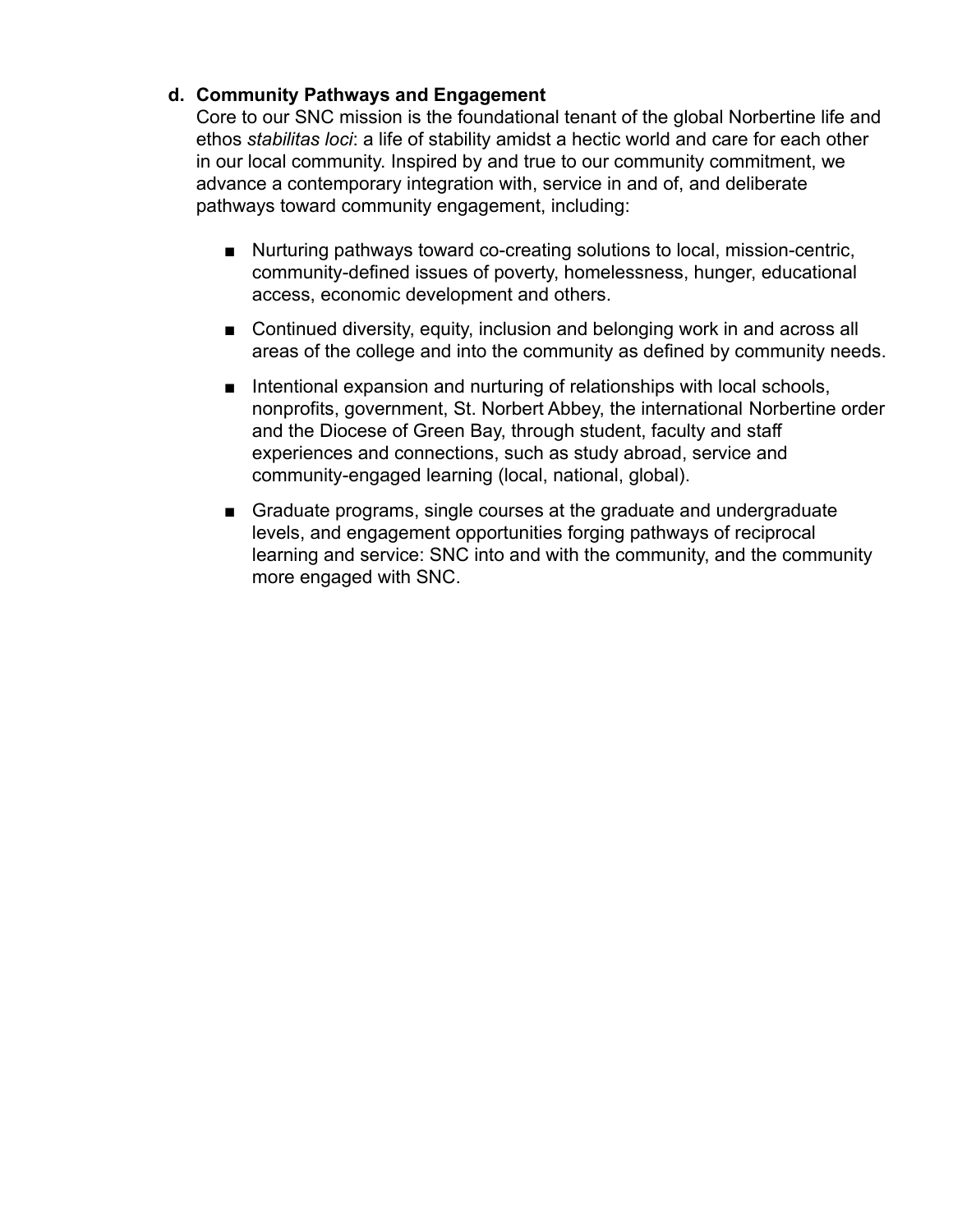d. **Community Pathways and Engagement**

Core to our SNC mission is the foundational tenant of the global Norbertine life and ethos *stabilitas loci*: a life of stability amidst a hectic world and care for each other in our local community. Inspired by and true to our community commitment, we advance a contemporary integration with, service in and of, and deliberate pathways toward community engagement, including:

- Nurturing pathways toward co-creating solutions to local, mission-centric, community-defined issues of poverty, homelessness, hunger, educational access, economic development and others.
- Continued diversity, equity, inclusion and belonging work in and across all areas of the college and into the community as defined by community needs.
- Intentional expansion and nurturing of relationships with local schools, nonprofits, government, St. Norbert Abbey, the international Norbertine order and the Diocese of Green Bay, through student, faculty and staff experiences and connections, such as study abroad, service and community-engaged learning (local, national, global).
- Graduate programs, single courses at the graduate and undergraduate levels, and engagement opportunities forging pathways of reciprocal learning and service: SNC into and with the community, and the community more engaged with SNC.